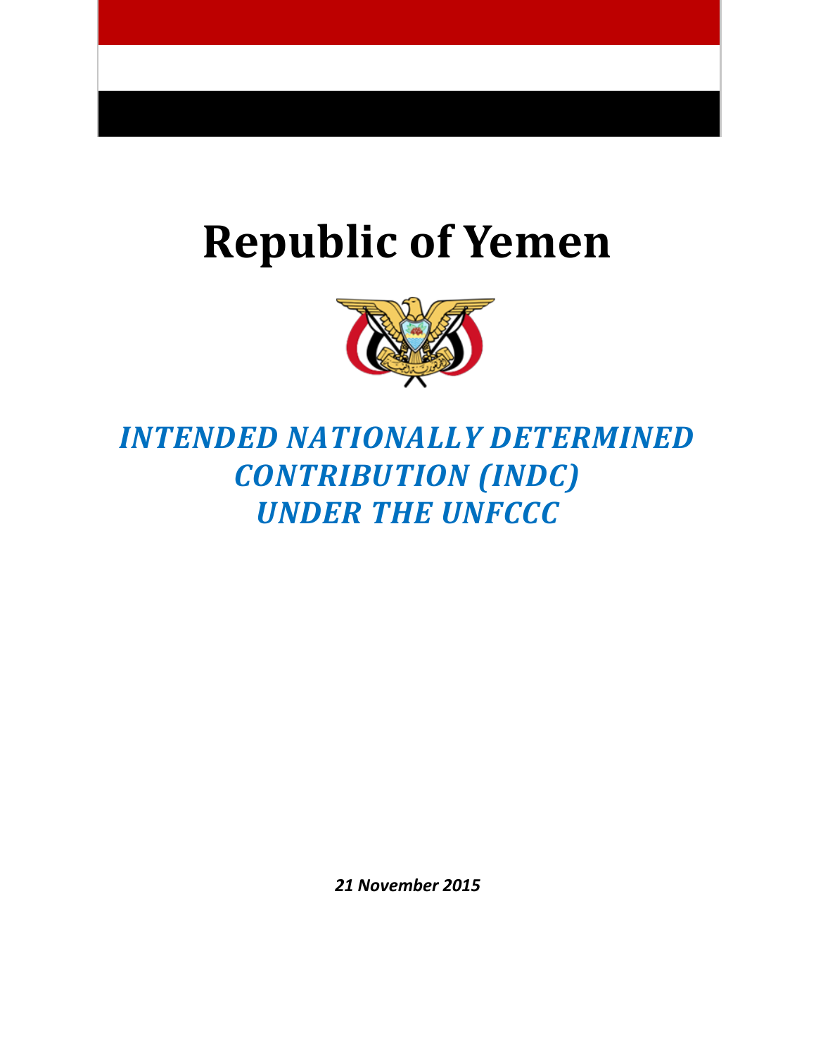# Republic of Yemen

## *INTENDED NATIONALLY DETERMINED CONTRIBUTION (INDC) UNDER THE UNFCCC*

***21 November 2015***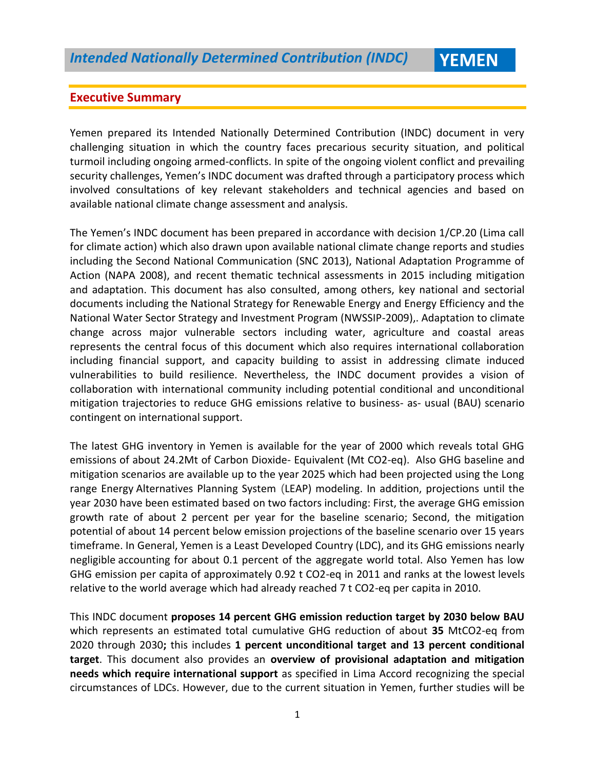## Intended Nationally Determined Contribution (INDC) YEMEN

## Executive Summary

Yemen prepared its Intended Nationally Determined Contribution (INDC) document in very challenging situation in which the country faces precarious security situation, and political turmoil including ongoing armed-conflicts. In spite of the ongoing violent conflict and prevailing security challenges, Yemen's INDC document was drafted through a participatory process which involved consultations of key relevant stakeholders and technical agencies and based on available national climate change assessment and analysis.

The Yemen's INDC document has been prepared in accordance with decision 1/CP.20 (Lima call for climate action) which also drawn upon available national climate change reports and studies including the Second National Communication (SNC 2013), National Adaptation Programme of Action (NAPA 2008), and recent thematic technical assessments in 2015 including mitigation and adaptation. This document has also consulted, among others, key national and sectorial documents including the National Strategy for Renewable Energy and Energy Efficiency and the National Water Sector Strategy and Investment Program (NWSSIP-2009),. Adaptation to climate change across major vulnerable sectors including water, agriculture and coastal areas represents the central focus of this document which also requires international collaboration including financial support, and capacity building to assist in addressing climate induced vulnerabilities to build resilience. Nevertheless, the INDC document provides a vision of collaboration with international community including potential conditional and unconditional mitigation trajectories to reduce GHG emissions relative to business- as- usual (BAU) scenario contingent on international support.

The latest GHG inventory in Yemen is available for the year of 2000 which reveals total GHG emissions of about 24.2Mt of Carbon Dioxide- Equivalent (Mt $CO_2$-eq). Also GHG baseline and mitigation scenarios are available up to the year 2025 which had been projected using the Long range Energy Alternatives Planning System (LEAP) modeling. In addition, projections until the year 2030 have been estimated based on two factors including: First, the average GHG emission growth rate of about 2 percent per year for the baseline scenario; Second, the mitigation potential of about 14 percent below emission projections of the baseline scenario over 15 years timeframe. In General, Yemen is a Least Developed Country (LDC), and its GHG emissions nearly negligible accounting for about 0.1 percent of the aggregate world total. Also Yemen has low GHG emission per capita of approximately 0.92 t $CO_2$-eq in 2011 and ranks at the lowest levels relative to the world average which had already reached 7 t $CO_2$-eq per capita in 2010.

This INDC document **proposes 14 percent GHG emission reduction target by 2030 below BAU** which represents an estimated total cumulative GHG reduction of about **35** Mt$CO_2$-eq from 2020 through 2030**;** this includes **1 percent unconditional target and 13 percent conditional target**. This document also provides an **overview of provisional adaptation and mitigation needs which require international support** as specified in Lima Accord recognizing the special circumstances of LDCs. However, due to the current situation in Yemen, further studies will be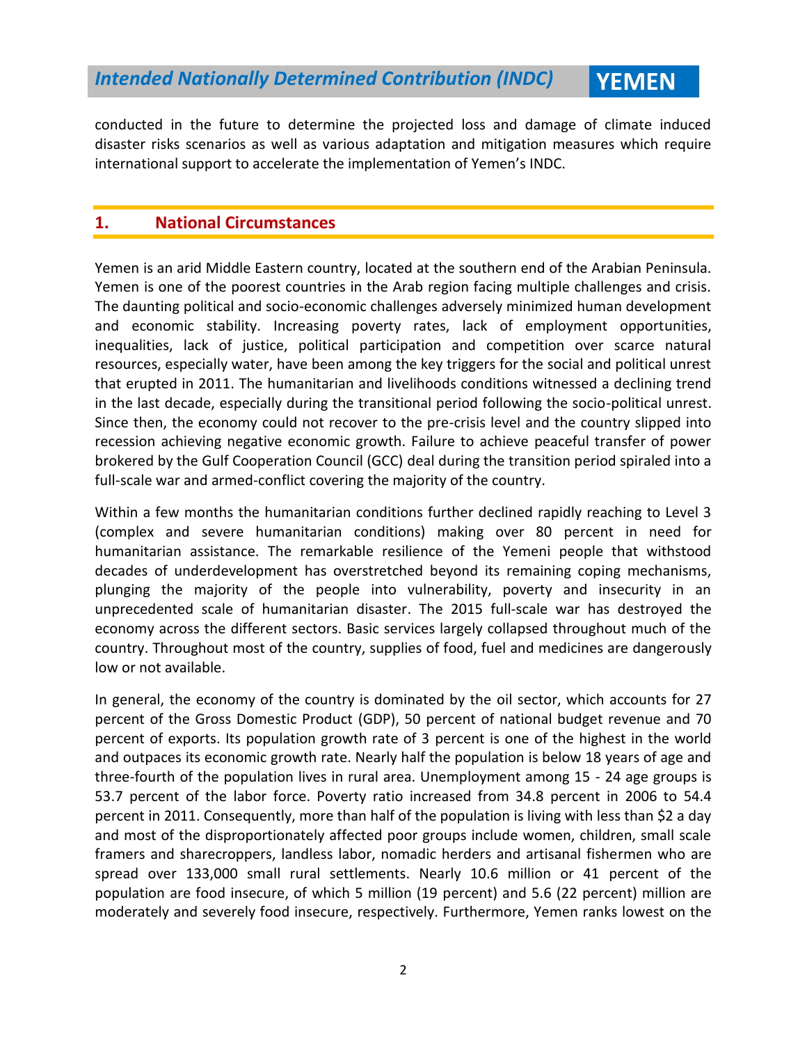conducted in the future to determine the projected loss and damage of climate induced disaster risks scenarios as well as various adaptation and mitigation measures which require international support to accelerate the implementation of Yemen's INDC.

## 1. National Circumstances

Yemen is an arid Middle Eastern country, located at the southern end of the Arabian Peninsula. Yemen is one of the poorest countries in the Arab region facing multiple challenges and crisis. The daunting political and socio-economic challenges adversely minimized human development and economic stability. Increasing poverty rates, lack of employment opportunities, inequalities, lack of justice, political participation and competition over scarce natural resources, especially water, have been among the key triggers for the social and political unrest that erupted in 2011. The humanitarian and livelihoods conditions witnessed a declining trend in the last decade, especially during the transitional period following the socio-political unrest. Since then, the economy could not recover to the pre-crisis level and the country slipped into recession achieving negative economic growth. Failure to achieve peaceful transfer of power brokered by the Gulf Cooperation Council (GCC) deal during the transition period spiraled into a full-scale war and armed-conflict covering the majority of the country.

Within a few months the humanitarian conditions further declined rapidly reaching to Level 3 (complex and severe humanitarian conditions) making over 80 percent in need for humanitarian assistance. The remarkable resilience of the Yemeni people that withstood decades of underdevelopment has overstretched beyond its remaining coping mechanisms, plunging the majority of the people into vulnerability, poverty and insecurity in an unprecedented scale of humanitarian disaster. The 2015 full-scale war has destroyed the economy across the different sectors. Basic services largely collapsed throughout much of the country. Throughout most of the country, supplies of food, fuel and medicines are dangerously low or not available.

In general, the economy of the country is dominated by the oil sector, which accounts for 27 percent of the Gross Domestic Product (GDP), 50 percent of national budget revenue and 70 percent of exports. Its population growth rate of 3 percent is one of the highest in the world and outpaces its economic growth rate. Nearly half the population is below 18 years of age and three-fourth of the population lives in rural area. Unemployment among 15 - 24 age groups is 53.7 percent of the labor force. Poverty ratio increased from 34.8 percent in 2006 to 54.4 percent in 2011. Consequently, more than half of the population is living with less than $2 a day and most of the disproportionately affected poor groups include women, children, small scale framers and sharecroppers, landless labor, nomadic herders and artisanal fishermen who are spread over 133,000 small rural settlements. Nearly 10.6 million or 41 percent of the population are food insecure, of which 5 million (19 percent) and 5.6 (22 percent) million are moderately and severely food insecure, respectively. Furthermore, Yemen ranks lowest on the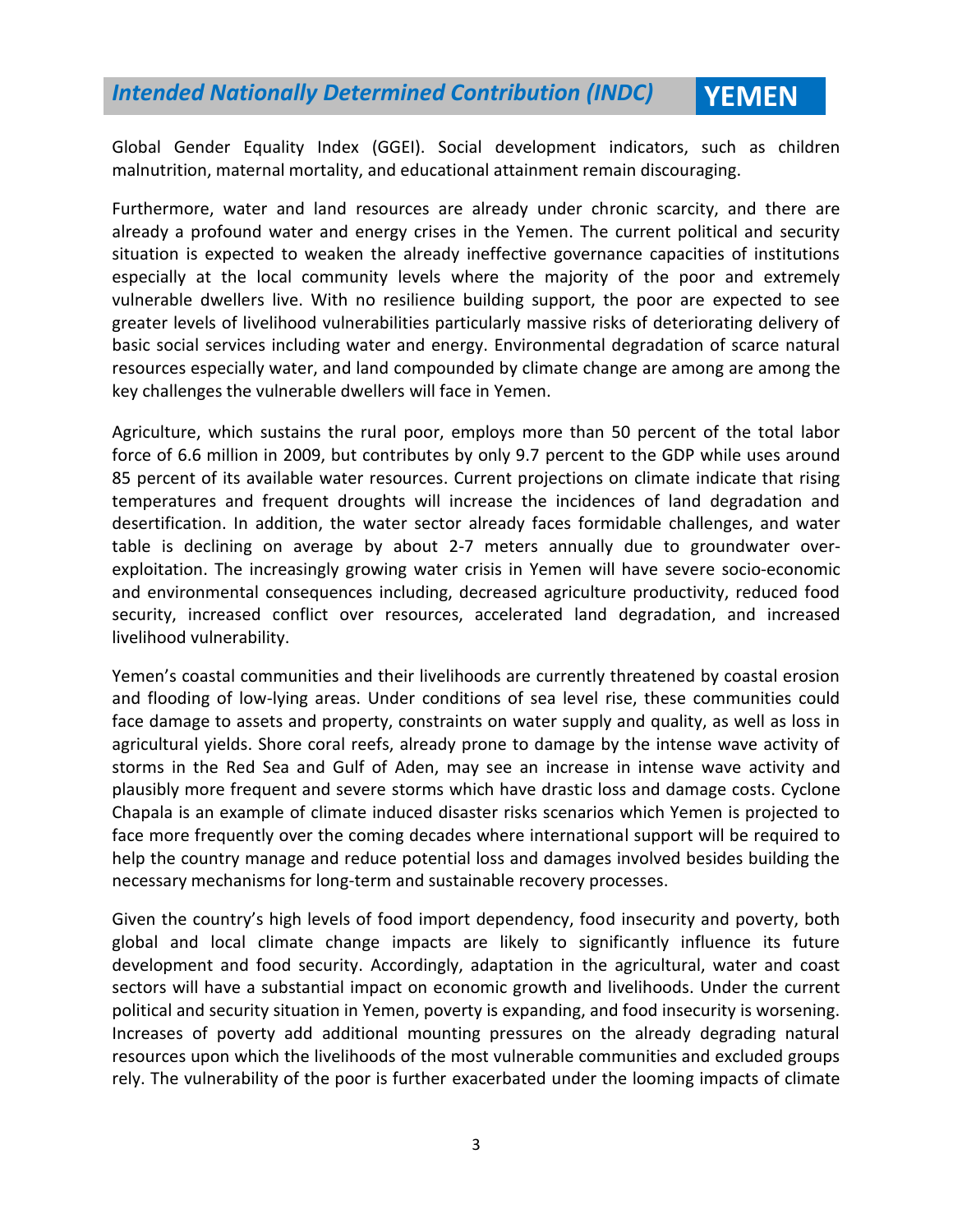Global Gender Equality Index (GGEI). Social development indicators, such as children malnutrition, maternal mortality, and educational attainment remain discouraging.

Furthermore, water and land resources are already under chronic scarcity, and there are already a profound water and energy crises in the Yemen. The current political and security situation is expected to weaken the already ineffective governance capacities of institutions especially at the local community levels where the majority of the poor and extremely vulnerable dwellers live. With no resilience building support, the poor are expected to see greater levels of livelihood vulnerabilities particularly massive risks of deteriorating delivery of basic social services including water and energy. Environmental degradation of scarce natural resources especially water, and land compounded by climate change are among are among the key challenges the vulnerable dwellers will face in Yemen.

Agriculture, which sustains the rural poor, employs more than 50 percent of the total labor force of 6.6 million in 2009, but contributes by only 9.7 percent to the GDP while uses around 85 percent of its available water resources. Current projections on climate indicate that rising temperatures and frequent droughts will increase the incidences of land degradation and desertification. In addition, the water sector already faces formidable challenges, and water table is declining on average by about 2-7 meters annually due to groundwater over-exploitation. The increasingly growing water crisis in Yemen will have severe socio-economic and environmental consequences including, decreased agriculture productivity, reduced food security, increased conflict over resources, accelerated land degradation, and increased livelihood vulnerability.

Yemen's coastal communities and their livelihoods are currently threatened by coastal erosion and flooding of low-lying areas. Under conditions of sea level rise, these communities could face damage to assets and property, constraints on water supply and quality, as well as loss in agricultural yields. Shore coral reefs, already prone to damage by the intense wave activity of storms in the Red Sea and Gulf of Aden, may see an increase in intense wave activity and plausibly more frequent and severe storms which have drastic loss and damage costs. Cyclone Chapala is an example of climate induced disaster risks scenarios which Yemen is projected to face more frequently over the coming decades where international support will be required to help the country manage and reduce potential loss and damages involved besides building the necessary mechanisms for long-term and sustainable recovery processes.

Given the country's high levels of food import dependency, food insecurity and poverty, both global and local climate change impacts are likely to significantly influence its future development and food security. Accordingly, adaptation in the agricultural, water and coast sectors will have a substantial impact on economic growth and livelihoods. Under the current political and security situation in Yemen, poverty is expanding, and food insecurity is worsening. Increases of poverty add additional mounting pressures on the already degrading natural resources upon which the livelihoods of the most vulnerable communities and excluded groups rely. The vulnerability of the poor is further exacerbated under the looming impacts of climate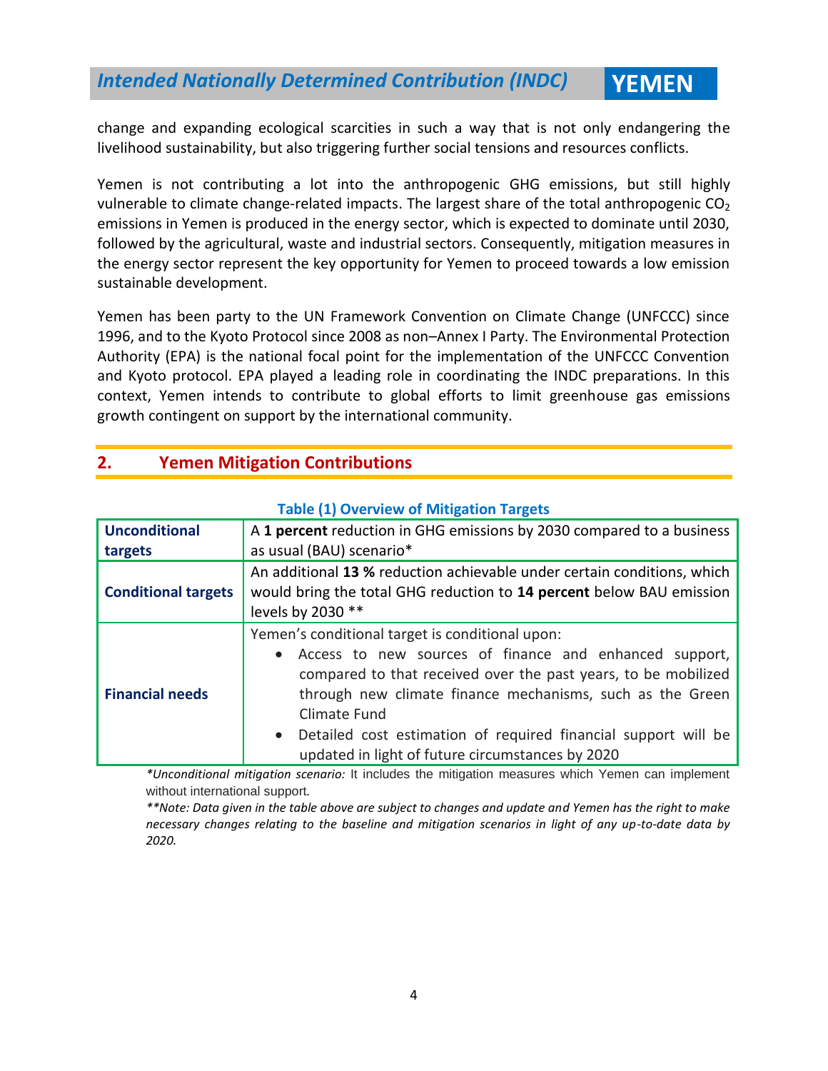change and expanding ecological scarcities in such a way that is not only endangering the livelihood sustainability, but also triggering further social tensions and resources conflicts.

Yemen is not contributing a lot into the anthropogenic GHG emissions, but still highly vulnerable to climate change-related impacts. The largest share of the total anthropogenic $CO_2$ emissions in Yemen is produced in the energy sector, which is expected to dominate until 2030, followed by the agricultural, waste and industrial sectors. Consequently, mitigation measures in the energy sector represent the key opportunity for Yemen to proceed towards a low emission sustainable development.

Yemen has been party to the UN Framework Convention on Climate Change (UNFCCC) since 1996, and to the Kyoto Protocol since 2008 as non–Annex I Party. The Environmental Protection Authority (EPA) is the national focal point for the implementation of the UNFCCC Convention and Kyoto protocol. EPA played a leading role in coordinating the INDC preparations. In this context, Yemen intends to contribute to global efforts to limit greenhouse gas emissions growth contingent on support by the international community.

## 2. Yemen Mitigation Contributions

**Table (1) Overview of Mitigation Targets**

| | |
|---|---|
| **Unconditional targets** | A **1 percent** reduction in GHG emissions by 2030 compared to a business as usual (BAU) scenario* |
| **Conditional targets** | An additional **13 %** reduction achievable under certain conditions, which would bring the total GHG reduction to **14 percent** below BAU emission levels by 2030 ** |
| **Financial needs** | Yemen's conditional target is conditional upon: <br>• Access to new sources of finance and enhanced support, compared to that received over the past years, to be mobilized through new climate finance mechanisms, such as the Green Climate Fund <br>• Detailed cost estimation of required financial support will be updated in light of future circumstances by 2020 |

**Unconditional mitigation scenario:* It includes the mitigation measures which Yemen can implement without international support.

***Note: Data given in the table above are subject to changes and update and Yemen has the right to make necessary changes relating to the baseline and mitigation scenarios in light of any up-to-date data by 2020.*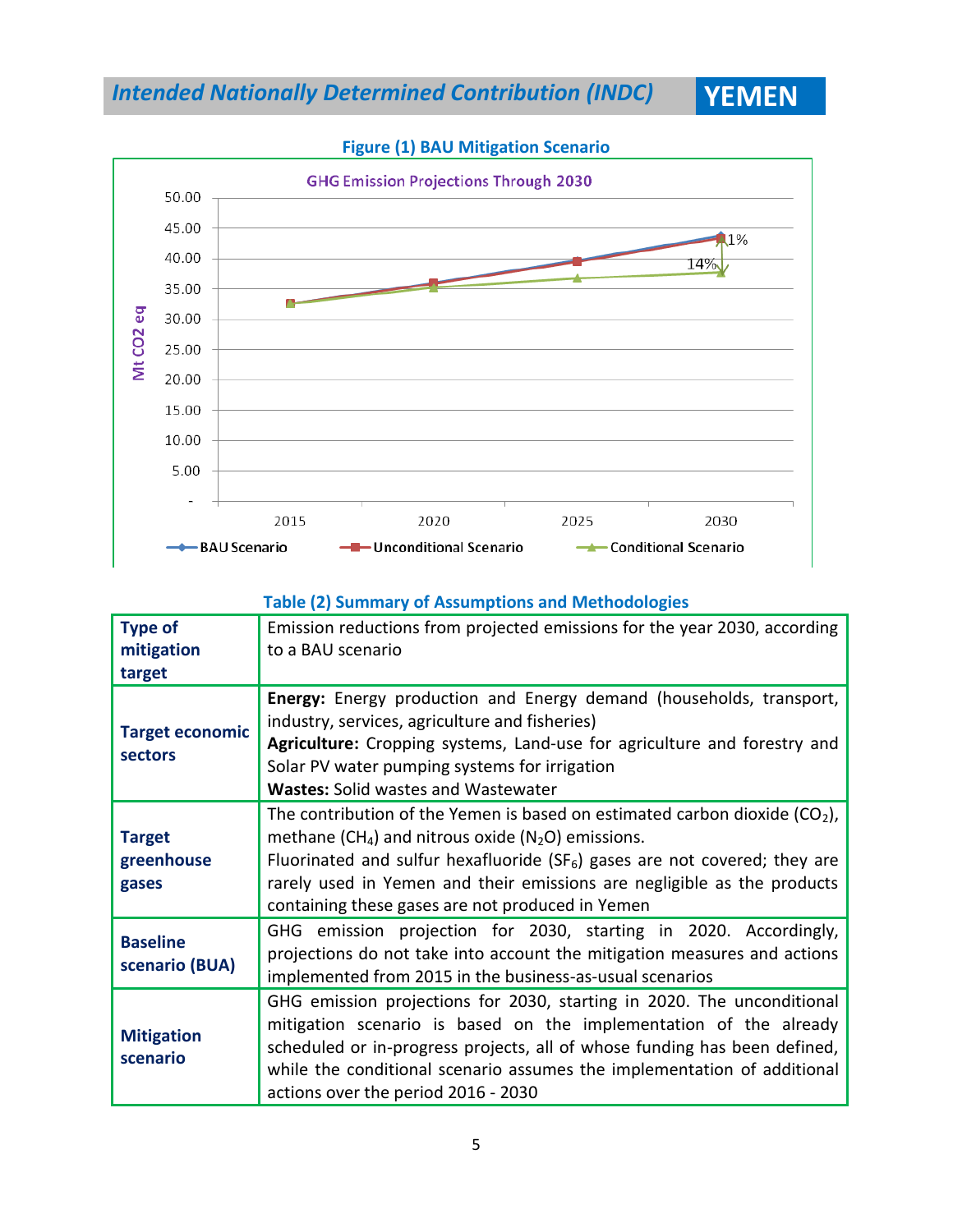**Figure (1) BAU Mitigation Scenario**

GHG Emission Projections Through 2030

Mt CO2 eq

| | 2015 | 2020 | 2025 | 2030 |
|---|---|---|---|---|
| BAU Scenario | | | | |
| Unconditional Scenario | | | | |
| Conditional Scenario | | | | |

1%

14%

**Table (2) Summary of Assumptions and Methodologies**

| | |
|---|---|
| **Type of mitigation target** | Emission reductions from projected emissions for the year 2030, according to a BAU scenario |
| **Target economic sectors** | **Energy:** Energy production and Energy demand (households, transport, industry, services, agriculture and fisheries)<br>**Agriculture:** Cropping systems, Land-use for agriculture and forestry and Solar PV water pumping systems for irrigation<br>**Wastes:** Solid wastes and Wastewater |
| **Target greenhouse gases** | The contribution of the Yemen is based on estimated carbon dioxide ($CO_2$), methane ($CH_4$) and nitrous oxide ($N_2O$) emissions.<br>Fluorinated and sulfur hexafluoride ($SF_6$) gases are not covered; they are rarely used in Yemen and their emissions are negligible as the products containing these gases are not produced in Yemen |
| **Baseline scenario (BUA)** | GHG emission projection for 2030, starting in 2020. Accordingly, projections do not take into account the mitigation measures and actions implemented from 2015 in the business-as-usual scenarios |
| **Mitigation scenario** | GHG emission projections for 2030, starting in 2020. The unconditional mitigation scenario is based on the implementation of the already scheduled or in-progress projects, all of whose funding has been defined, while the conditional scenario assumes the implementation of additional actions over the period 2016 - 2030 |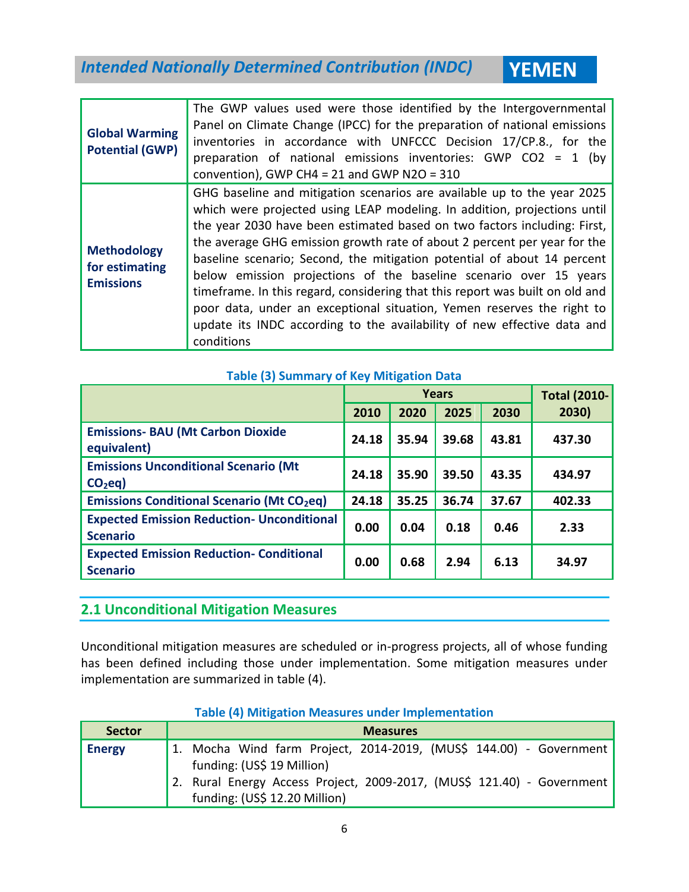| | |
|---|---|
| **Global Warming Potential (GWP)** | The GWP values used were those identified by the Intergovernmental Panel on Climate Change (IPCC) for the preparation of national emissions inventories in accordance with UNFCCC Decision 17/CP.8., for the preparation of national emissions inventories: GWP $CO_2$ = 1 (by convention), GWP $CH_4$ = 21 and GWP $N_2O$ = 310 |
| **Methodology for estimating Emissions** | GHG baseline and mitigation scenarios are available up to the year 2025 which were projected using LEAP modeling. In addition, projections until the year 2030 have been estimated based on two factors including: First, the average GHG emission growth rate of about 2 percent per year for the baseline scenario; Second, the mitigation potential of about 14 percent below emission projections of the baseline scenario over 15 years timeframe. In this regard, considering that this report was built on old and poor data, under an exceptional situation, Yemen reserves the right to update its INDC according to the availability of new effective data and conditions |

**Table (3) Summary of Key Mitigation Data**

| | Years | | | | Total (2010-2030) |
|---|---|---|---|---|---|
| | 2010 | 2020 | 2025 | 2030 | |
| **Emissions- BAU (Mt Carbon Dioxide equivalent)** | **24.18** | **35.94** | **39.68** | **43.81** | **437.30** |
| **Emissions Unconditional Scenario (Mt $CO_2$eq)** | **24.18** | **35.90** | **39.50** | **43.35** | **434.97** |
| **Emissions Conditional Scenario (Mt $CO_2$eq)** | **24.18** | **35.25** | **36.74** | **37.67** | **402.33** |
| **Expected Emission Reduction- Unconditional Scenario** | **0.00** | **0.04** | **0.18** | **0.46** | **2.33** |
| **Expected Emission Reduction- Conditional Scenario** | **0.00** | **0.68** | **2.94** | **6.13** | **34.97** |

## 2.1 Unconditional Mitigation Measures

Unconditional mitigation measures are scheduled or in-progress projects, all of whose funding has been defined including those under implementation. Some mitigation measures under implementation are summarized in table (4).

**Table (4) Mitigation Measures under Implementation**

| Sector | Measures |
|---|---|
| **Energy** | 1. Mocha Wind farm Project, 2014-2019, (MUS$ 144.00) - Government funding: (US$ 19 Million)<br>2. Rural Energy Access Project, 2009-2017, (MUS$ 121.40) - Government funding: (US$ 12.20 Million) |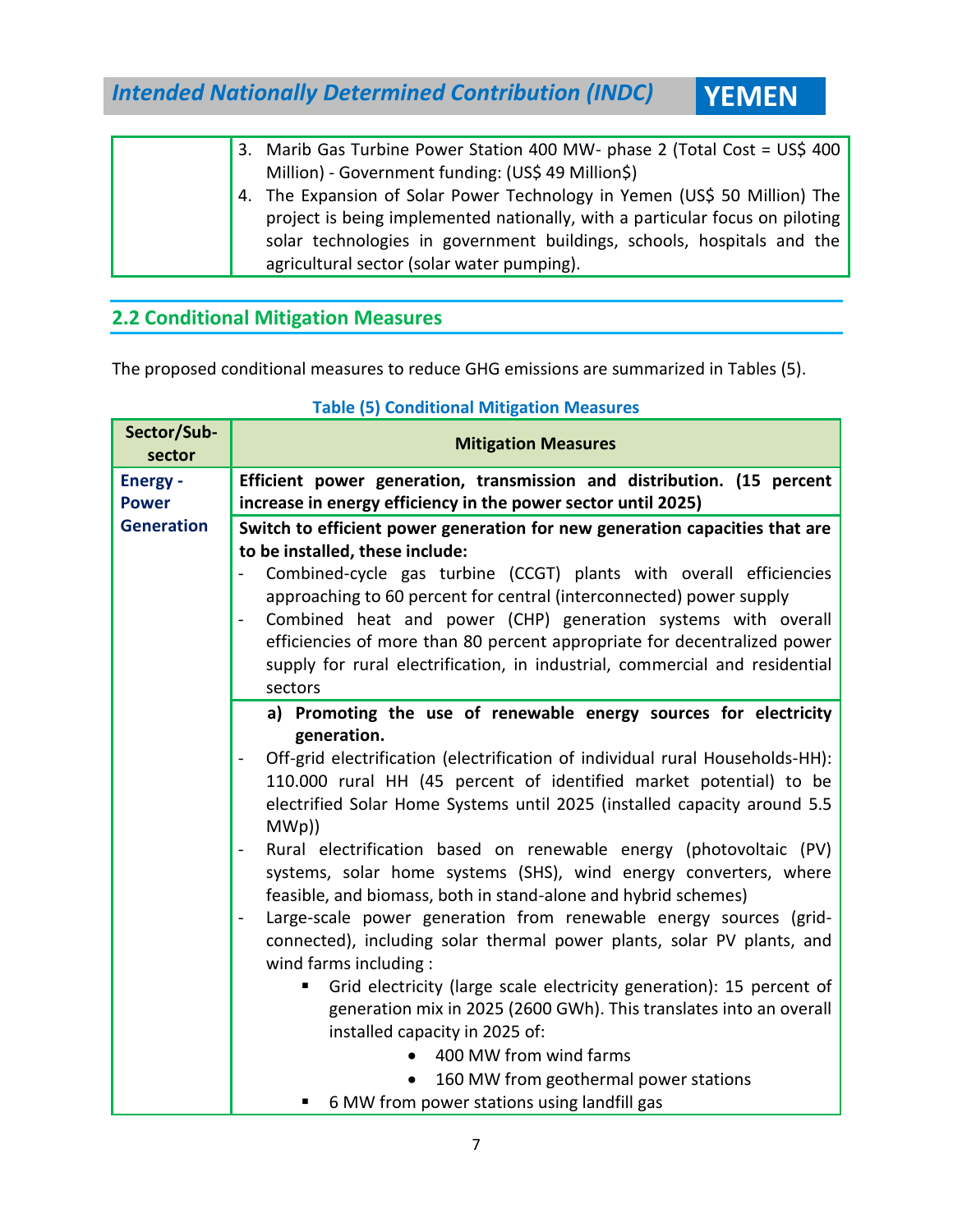| | |
|---|---|
| | 3. Marib Gas Turbine Power Station 400 MW- phase 2 (Total Cost = US$ 400 Million) - Government funding: (US$ 49 Million$)<br>4. The Expansion of Solar Power Technology in Yemen (US$ 50 Million) The project is being implemented nationally, with a particular focus on piloting solar technologies in government buildings, schools, hospitals and the agricultural sector (solar water pumping). |

## 2.2 Conditional Mitigation Measures

The proposed conditional measures to reduce GHG emissions are summarized in Tables (5).

**Table (5) Conditional Mitigation Measures**

| Sector/Sub-sector | Mitigation Measures |
|---|---|
| **Energy - Power Generation** | **Efficient power generation, transmission and distribution. (15 percent increase in energy efficiency in the power sector until 2025)** |
| | **Switch to efficient power generation for new generation capacities that are to be installed, these include:**<br>- Combined-cycle gas turbine (CCGT) plants with overall efficiencies approaching to 60 percent for central (interconnected) power supply<br>- Combined heat and power (CHP) generation systems with overall efficiencies of more than 80 percent appropriate for decentralized power supply for rural electrification, in industrial, commercial and residential sectors |
| | **a) Promoting the use of renewable energy sources for electricity generation.**<br>- Off-grid electrification (electrification of individual rural Households-HH): 110.000 rural HH (45 percent of identified market potential) to be electrified Solar Home Systems until 2025 (installed capacity around 5.5 MWp))<br>- Rural electrification based on renewable energy (photovoltaic (PV) systems, solar home systems (SHS), wind energy converters, where feasible, and biomass, both in stand-alone and hybrid schemes)<br>- Large-scale power generation from renewable energy sources (grid-connected), including solar thermal power plants, solar PV plants, and wind farms including :<br>▪ Grid electricity (large scale electricity generation): 15 percent of generation mix in 2025 (2600 GWh). This translates into an overall installed capacity in 2025 of:<br>• 400 MW from wind farms<br>• 160 MW from geothermal power stations<br>▪ 6 MW from power stations using landfill gas |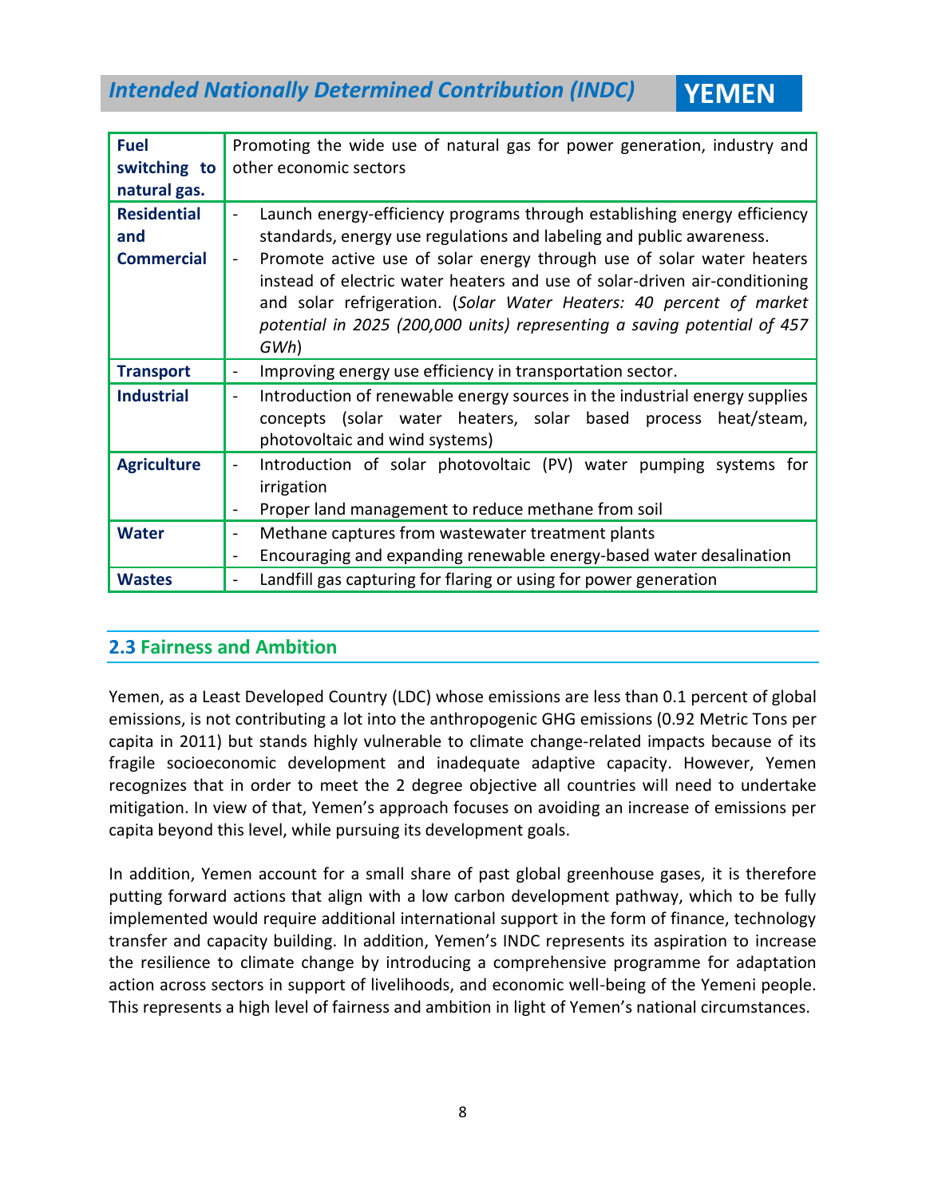| | |
|---|---|
| **Fuel switching to natural gas.** | Promoting the wide use of natural gas for power generation, industry and other economic sectors |
| **Residential and Commercial** | - Launch energy-efficiency programs through establishing energy efficiency standards, energy use regulations and labeling and public awareness.<br>- Promote active use of solar energy through use of solar water heaters instead of electric water heaters and use of solar-driven air-conditioning and solar refrigeration. (*Solar Water Heaters: 40 percent of market potential in 2025 (200,000 units) representing a saving potential of 457 GWh*) |
| **Transport** | - Improving energy use efficiency in transportation sector. |
| **Industrial** | - Introduction of renewable energy sources in the industrial energy supplies concepts (solar water heaters, solar based process heat/steam, photovoltaic and wind systems) |
| **Agriculture** | - Introduction of solar photovoltaic (PV) water pumping systems for irrigation<br>- Proper land management to reduce methane from soil |
| **Water** | - Methane captures from wastewater treatment plants<br>- Encouraging and expanding renewable energy-based water desalination |
| **Wastes** | - Landfill gas capturing for flaring or using for power generation |

## 2.3 Fairness and Ambition

Yemen, as a Least Developed Country (LDC) whose emissions are less than 0.1 percent of global emissions, is not contributing a lot into the anthropogenic GHG emissions (0.92 Metric Tons per capita in 2011) but stands highly vulnerable to climate change-related impacts because of its fragile socioeconomic development and inadequate adaptive capacity. However, Yemen recognizes that in order to meet the 2 degree objective all countries will need to undertake mitigation. In view of that, Yemen's approach focuses on avoiding an increase of emissions per capita beyond this level, while pursuing its development goals.

In addition, Yemen account for a small share of past global greenhouse gases, it is therefore putting forward actions that align with a low carbon development pathway, which to be fully implemented would require additional international support in the form of finance, technology transfer and capacity building. In addition, Yemen's INDC represents its aspiration to increase the resilience to climate change by introducing a comprehensive programme for adaptation action across sectors in support of livelihoods, and economic well-being of the Yemeni people. This represents a high level of fairness and ambition in light of Yemen's national circumstances.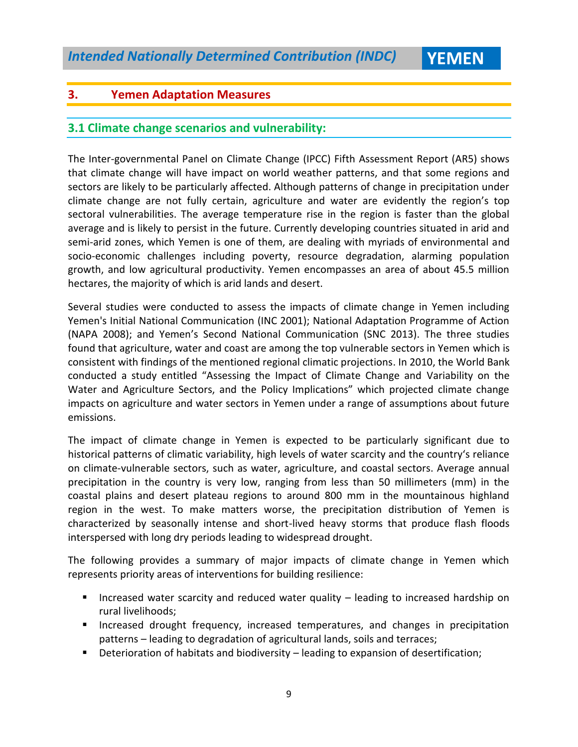## 3. Yemen Adaptation Measures

### 3.1 Climate change scenarios and vulnerability:

The Inter-governmental Panel on Climate Change (IPCC) Fifth Assessment Report (AR5) shows that climate change will have impact on world weather patterns, and that some regions and sectors are likely to be particularly affected. Although patterns of change in precipitation under climate change are not fully certain, agriculture and water are evidently the region's top sectoral vulnerabilities. The average temperature rise in the region is faster than the global average and is likely to persist in the future. Currently developing countries situated in arid and semi-arid zones, which Yemen is one of them, are dealing with myriads of environmental and socio-economic challenges including poverty, resource degradation, alarming population growth, and low agricultural productivity. Yemen encompasses an area of about 45.5 million hectares, the majority of which is arid lands and desert.

Several studies were conducted to assess the impacts of climate change in Yemen including Yemen's Initial National Communication (INC 2001); National Adaptation Programme of Action (NAPA 2008); and Yemen's Second National Communication (SNC 2013). The three studies found that agriculture, water and coast are among the top vulnerable sectors in Yemen which is consistent with findings of the mentioned regional climatic projections. In 2010, the World Bank conducted a study entitled "Assessing the Impact of Climate Change and Variability on the Water and Agriculture Sectors, and the Policy Implications" which projected climate change impacts on agriculture and water sectors in Yemen under a range of assumptions about future emissions.

The impact of climate change in Yemen is expected to be particularly significant due to historical patterns of climatic variability, high levels of water scarcity and the country's reliance on climate-vulnerable sectors, such as water, agriculture, and coastal sectors. Average annual precipitation in the country is very low, ranging from less than 50 millimeters (mm) in the coastal plains and desert plateau regions to around 800 mm in the mountainous highland region in the west. To make matters worse, the precipitation distribution of Yemen is characterized by seasonally intense and short-lived heavy storms that produce flash floods interspersed with long dry periods leading to widespread drought.

The following provides a summary of major impacts of climate change in Yemen which represents priority areas of interventions for building resilience:

- Increased water scarcity and reduced water quality – leading to increased hardship on rural livelihoods;
- Increased drought frequency, increased temperatures, and changes in precipitation patterns – leading to degradation of agricultural lands, soils and terraces;
- Deterioration of habitats and biodiversity – leading to expansion of desertification;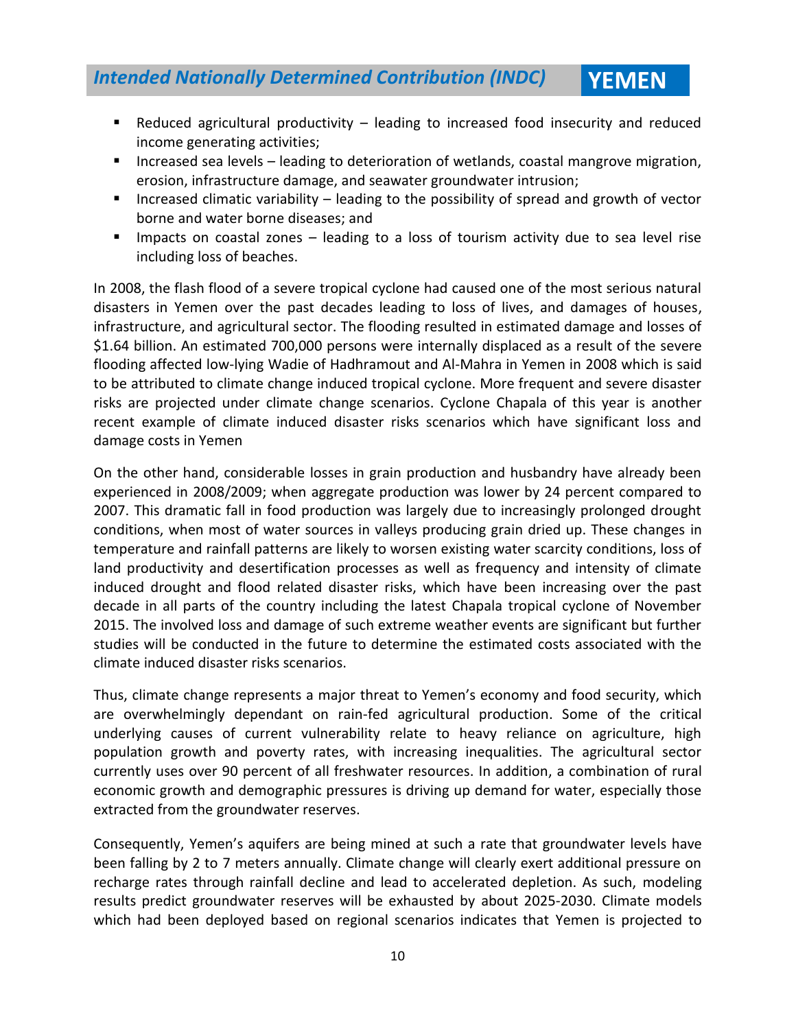- Reduced agricultural productivity – leading to increased food insecurity and reduced income generating activities;
- Increased sea levels – leading to deterioration of wetlands, coastal mangrove migration, erosion, infrastructure damage, and seawater groundwater intrusion;
- Increased climatic variability – leading to the possibility of spread and growth of vector borne and water borne diseases; and
- Impacts on coastal zones – leading to a loss of tourism activity due to sea level rise including loss of beaches.

In 2008, the flash flood of a severe tropical cyclone had caused one of the most serious natural disasters in Yemen over the past decades leading to loss of lives, and damages of houses, infrastructure, and agricultural sector. The flooding resulted in estimated damage and losses of $1.64 billion. An estimated 700,000 persons were internally displaced as a result of the severe flooding affected low-lying Wadie of Hadhramout and Al-Mahra in Yemen in 2008 which is said to be attributed to climate change induced tropical cyclone. More frequent and severe disaster risks are projected under climate change scenarios. Cyclone Chapala of this year is another recent example of climate induced disaster risks scenarios which have significant loss and damage costs in Yemen

On the other hand, considerable losses in grain production and husbandry have already been experienced in 2008/2009; when aggregate production was lower by 24 percent compared to 2007. This dramatic fall in food production was largely due to increasingly prolonged drought conditions, when most of water sources in valleys producing grain dried up. These changes in temperature and rainfall patterns are likely to worsen existing water scarcity conditions, loss of land productivity and desertification processes as well as frequency and intensity of climate induced drought and flood related disaster risks, which have been increasing over the past decade in all parts of the country including the latest Chapala tropical cyclone of November 2015. The involved loss and damage of such extreme weather events are significant but further studies will be conducted in the future to determine the estimated costs associated with the climate induced disaster risks scenarios.

Thus, climate change represents a major threat to Yemen's economy and food security, which are overwhelmingly dependant on rain-fed agricultural production. Some of the critical underlying causes of current vulnerability relate to heavy reliance on agriculture, high population growth and poverty rates, with increasing inequalities. The agricultural sector currently uses over 90 percent of all freshwater resources. In addition, a combination of rural economic growth and demographic pressures is driving up demand for water, especially those extracted from the groundwater reserves.

Consequently, Yemen's aquifers are being mined at such a rate that groundwater levels have been falling by 2 to 7 meters annually. Climate change will clearly exert additional pressure on recharge rates through rainfall decline and lead to accelerated depletion. As such, modeling results predict groundwater reserves will be exhausted by about 2025-2030. Climate models which had been deployed based on regional scenarios indicates that Yemen is projected to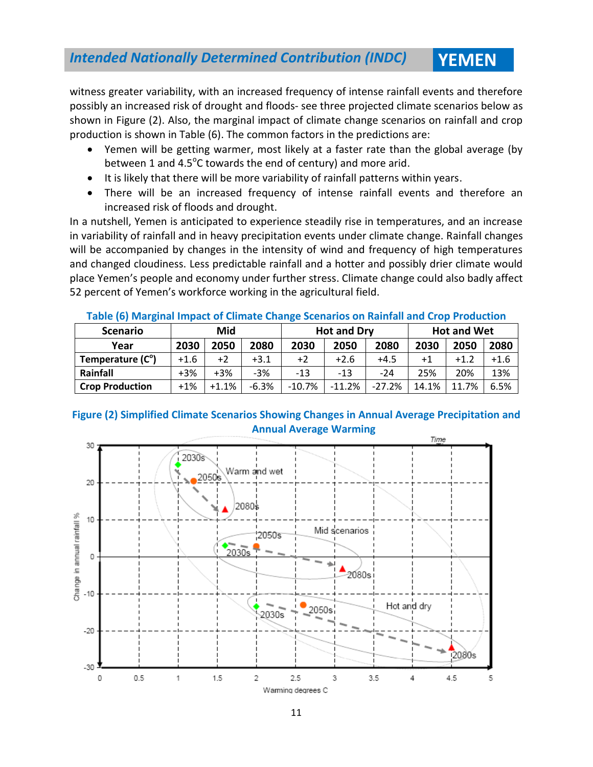witness greater variability, with an increased frequency of intense rainfall events and therefore possibly an increased risk of drought and floods- see three projected climate scenarios below as shown in Figure (2). Also, the marginal impact of climate change scenarios on rainfall and crop production is shown in Table (6). The common factors in the predictions are:

- Yemen will be getting warmer, most likely at a faster rate than the global average (by between 1 and 4.5°C towards the end of century) and more arid.
- It is likely that there will be more variability of rainfall patterns within years.
- There will be an increased frequency of intense rainfall events and therefore an increased risk of floods and drought.

In a nutshell, Yemen is anticipated to experience steadily rise in temperatures, and an increase in variability of rainfall and in heavy precipitation events under climate change. Rainfall changes will be accompanied by changes in the intensity of wind and frequency of high temperatures and changed cloudiness. Less predictable rainfall and a hotter and possibly drier climate would place Yemen's people and economy under further stress. Climate change could also badly affect 52 percent of Yemen's workforce working in the agricultural field.

**Table (6) Marginal Impact of Climate Change Scenarios on Rainfall and Crop Production**

| Scenario | Mid | | | Hot and Dry | | | Hot and Wet | | |
|---|---|---|---|---|---|---|---|---|---|
| Year | 2030 | 2050 | 2080 | 2030 | 2050 | 2080 | 2030 | 2050 | 2080 |
| Temperature (C°) | +1.6 | +2 | +3.1 | +2 | +2.6 | +4.5 | +1 | +1.2 | +1.6 |
| Rainfall | +3% | +3% | -3% | -13 | -13 | -24 | 25% | 20% | 13% |
| Crop Production | +1% | +1.1% | -6.3% | -10.7% | -11.2% | -27.2% | 14.1% | 11.7% | 6.5% |

**Figure (2) Simplified Climate Scenarios Showing Changes in Annual Average Precipitation and Annual Average Warming**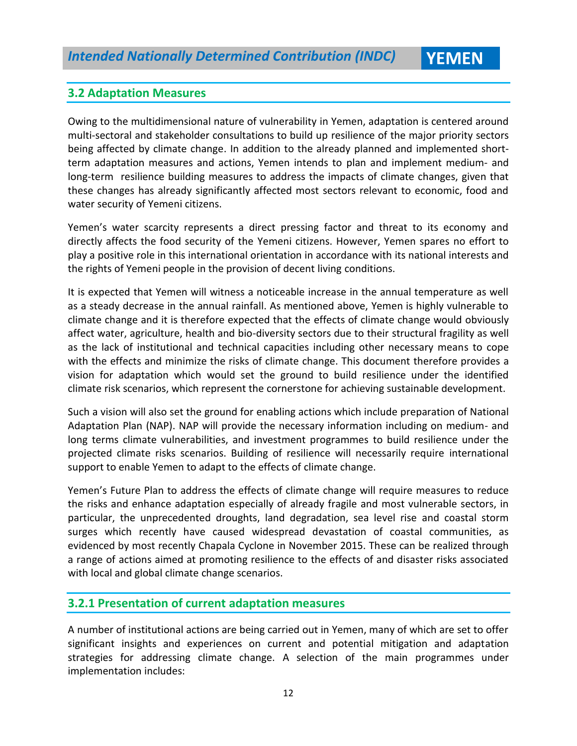## 3.2 Adaptation Measures

Owing to the multidimensional nature of vulnerability in Yemen, adaptation is centered around multi-sectoral and stakeholder consultations to build up resilience of the major priority sectors being affected by climate change. In addition to the already planned and implemented short-term adaptation measures and actions, Yemen intends to plan and implement medium- and long-term resilience building measures to address the impacts of climate changes, given that these changes has already significantly affected most sectors relevant to economic, food and water security of Yemeni citizens.

Yemen's water scarcity represents a direct pressing factor and threat to its economy and directly affects the food security of the Yemeni citizens. However, Yemen spares no effort to play a positive role in this international orientation in accordance with its national interests and the rights of Yemeni people in the provision of decent living conditions.

It is expected that Yemen will witness a noticeable increase in the annual temperature as well as a steady decrease in the annual rainfall. As mentioned above, Yemen is highly vulnerable to climate change and it is therefore expected that the effects of climate change would obviously affect water, agriculture, health and bio-diversity sectors due to their structural fragility as well as the lack of institutional and technical capacities including other necessary means to cope with the effects and minimize the risks of climate change. This document therefore provides a vision for adaptation which would set the ground to build resilience under the identified climate risk scenarios, which represent the cornerstone for achieving sustainable development.

Such a vision will also set the ground for enabling actions which include preparation of National Adaptation Plan (NAP). NAP will provide the necessary information including on medium- and long terms climate vulnerabilities, and investment programmes to build resilience under the projected climate risks scenarios. Building of resilience will necessarily require international support to enable Yemen to adapt to the effects of climate change.

Yemen's Future Plan to address the effects of climate change will require measures to reduce the risks and enhance adaptation especially of already fragile and most vulnerable sectors, in particular, the unprecedented droughts, land degradation, sea level rise and coastal storm surges which recently have caused widespread devastation of coastal communities, as evidenced by most recently Chapala Cyclone in November 2015. These can be realized through a range of actions aimed at promoting resilience to the effects of and disaster risks associated with local and global climate change scenarios.

### 3.2.1 Presentation of current adaptation measures

A number of institutional actions are being carried out in Yemen, many of which are set to offer significant insights and experiences on current and potential mitigation and adaptation strategies for addressing climate change. A selection of the main programmes under implementation includes: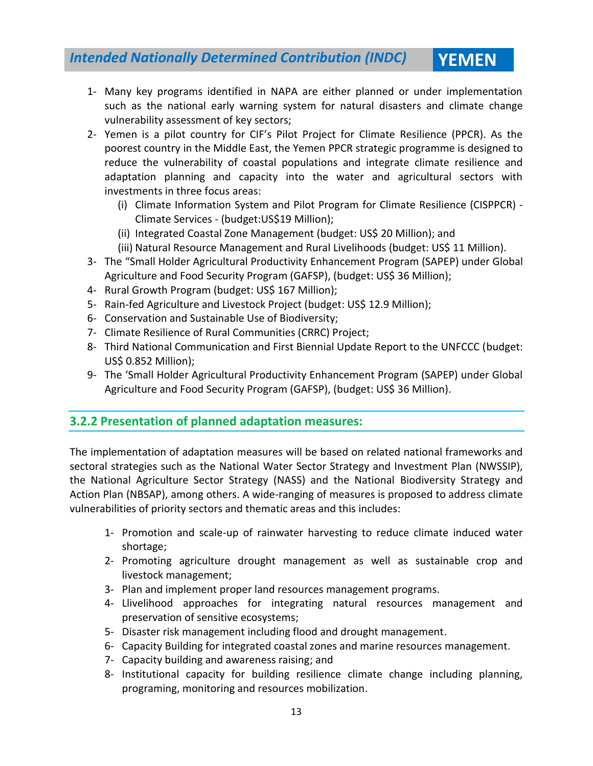1- Many key programs identified in NAPA are either planned or under implementation such as the national early warning system for natural disasters and climate change vulnerability assessment of key sectors;
2- Yemen is a pilot country for CIF's Pilot Project for Climate Resilience (PPCR). As the poorest country in the Middle East, the Yemen PPCR strategic programme is designed to reduce the vulnerability of coastal populations and integrate climate resilience and adaptation planning and capacity into the water and agricultural sectors with investments in three focus areas:
   (i) Climate Information System and Pilot Program for Climate Resilience (CISPPCR) - Climate Services - (budget:US$19 Million);
   (ii) Integrated Coastal Zone Management (budget: US$ 20 Million); and
   (iii) Natural Resource Management and Rural Livelihoods (budget: US$ 11 Million).
3- The "Small Holder Agricultural Productivity Enhancement Program (SAPEP) under Global Agriculture and Food Security Program (GAFSP), (budget: US$ 36 Million);
4- Rural Growth Program (budget: US$ 167 Million);
5- Rain-fed Agriculture and Livestock Project (budget: US$ 12.9 Million);
6- Conservation and Sustainable Use of Biodiversity;
7- Climate Resilience of Rural Communities (CRRC) Project;
8- Third National Communication and First Biennial Update Report to the UNFCCC (budget: US$ 0.852 Million);
9- The 'Small Holder Agricultural Productivity Enhancement Program (SAPEP) under Global Agriculture and Food Security Program (GAFSP), (budget: US$ 36 Million).

### 3.2.2 Presentation of planned adaptation measures:

The implementation of adaptation measures will be based on related national frameworks and sectoral strategies such as the National Water Sector Strategy and Investment Plan (NWSSIP), the National Agriculture Sector Strategy (NASS) and the National Biodiversity Strategy and Action Plan (NBSAP), among others. A wide-ranging of measures is proposed to address climate vulnerabilities of priority sectors and thematic areas and this includes:

1- Promotion and scale-up of rainwater harvesting to reduce climate induced water shortage;
2- Promoting agriculture drought management as well as sustainable crop and livestock management;
3- Plan and implement proper land resources management programs.
4- Llivelihood approaches for integrating natural resources management and preservation of sensitive ecosystems;
5- Disaster risk management including flood and drought management.
6- Capacity Building for integrated coastal zones and marine resources management.
7- Capacity building and awareness raising; and
8- Institutional capacity for building resilience climate change including planning, programing, monitoring and resources mobilization.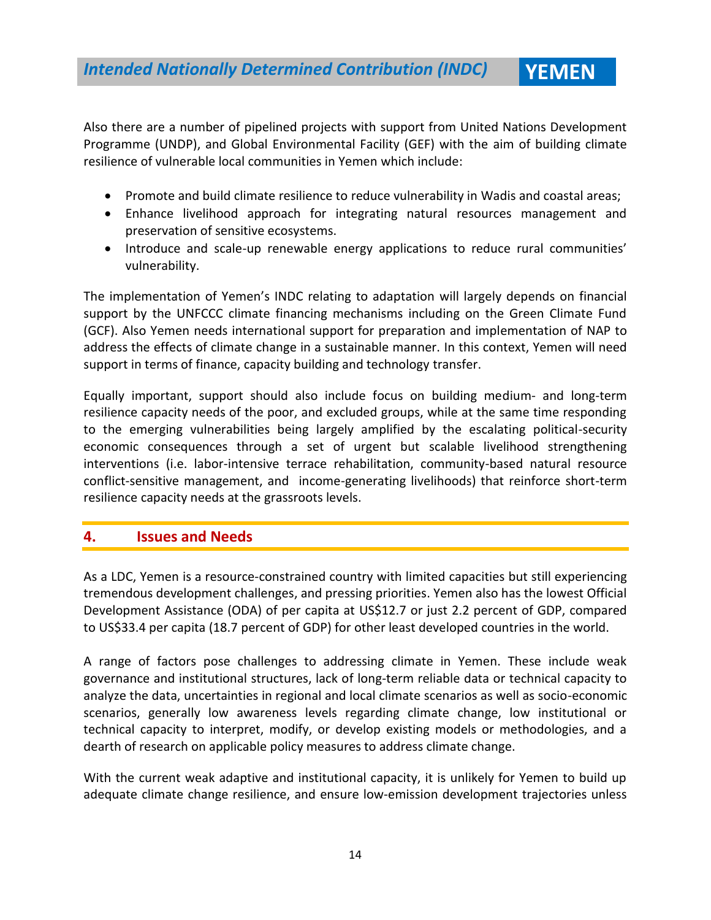Also there are a number of pipelined projects with support from United Nations Development Programme (UNDP), and Global Environmental Facility (GEF) with the aim of building climate resilience of vulnerable local communities in Yemen which include:

- Promote and build climate resilience to reduce vulnerability in Wadis and coastal areas;
- Enhance livelihood approach for integrating natural resources management and preservation of sensitive ecosystems.
- Introduce and scale-up renewable energy applications to reduce rural communities' vulnerability.

The implementation of Yemen's INDC relating to adaptation will largely depends on financial support by the UNFCCC climate financing mechanisms including on the Green Climate Fund (GCF). Also Yemen needs international support for preparation and implementation of NAP to address the effects of climate change in a sustainable manner. In this context, Yemen will need support in terms of finance, capacity building and technology transfer.

Equally important, support should also include focus on building medium- and long-term resilience capacity needs of the poor, and excluded groups, while at the same time responding to the emerging vulnerabilities being largely amplified by the escalating political-security economic consequences through a set of urgent but scalable livelihood strengthening interventions (i.e. labor-intensive terrace rehabilitation, community-based natural resource conflict-sensitive management, and income-generating livelihoods) that reinforce short-term resilience capacity needs at the grassroots levels.

## 4. Issues and Needs

As a LDC, Yemen is a resource-constrained country with limited capacities but still experiencing tremendous development challenges, and pressing priorities. Yemen also has the lowest Official Development Assistance (ODA) of per capita at US$12.7 or just 2.2 percent of GDP, compared to US$33.4 per capita (18.7 percent of GDP) for other least developed countries in the world.

A range of factors pose challenges to addressing climate in Yemen. These include weak governance and institutional structures, lack of long-term reliable data or technical capacity to analyze the data, uncertainties in regional and local climate scenarios as well as socio-economic scenarios, generally low awareness levels regarding climate change, low institutional or technical capacity to interpret, modify, or develop existing models or methodologies, and a dearth of research on applicable policy measures to address climate change.

With the current weak adaptive and institutional capacity, it is unlikely for Yemen to build up adequate climate change resilience, and ensure low-emission development trajectories unless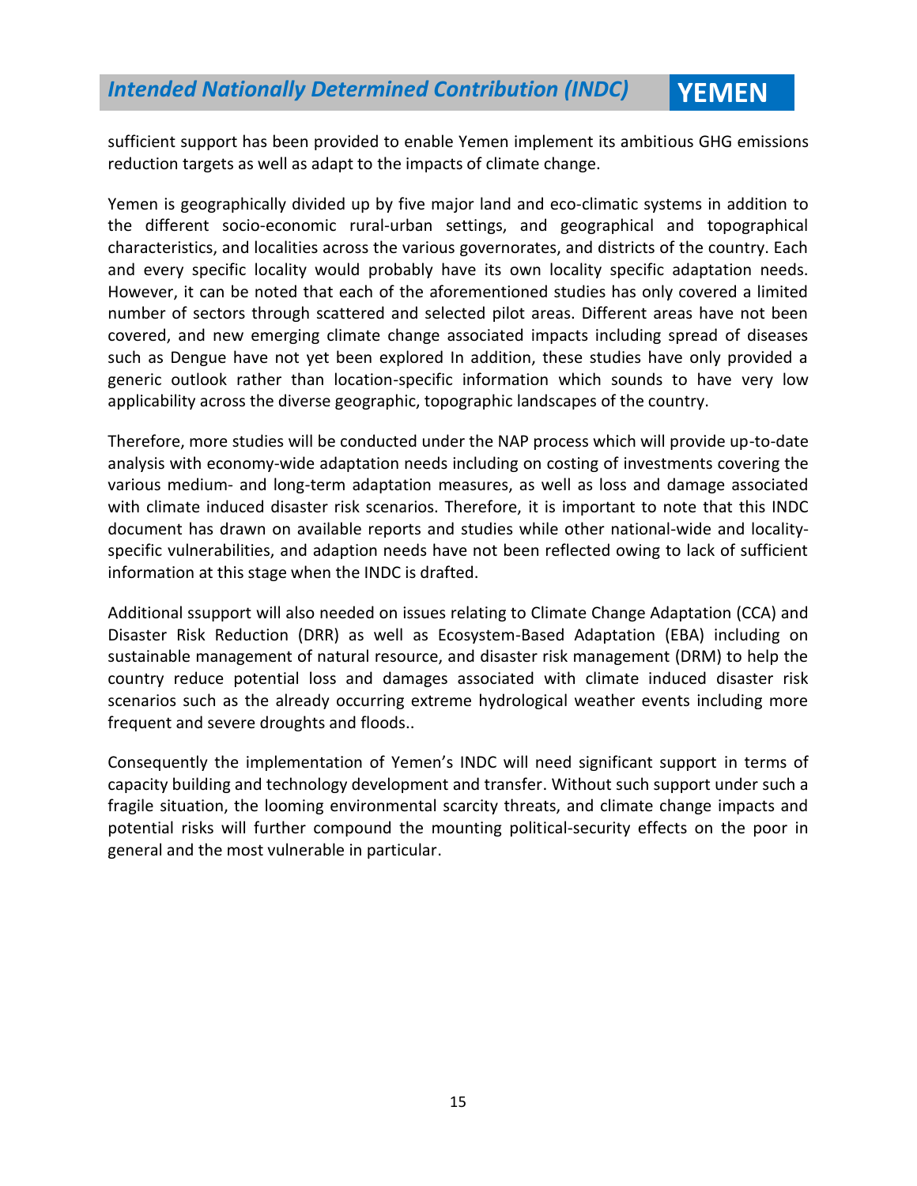sufficient support has been provided to enable Yemen implement its ambitious GHG emissions reduction targets as well as adapt to the impacts of climate change.

Yemen is geographically divided up by five major land and eco-climatic systems in addition to the different socio-economic rural-urban settings, and geographical and topographical characteristics, and localities across the various governorates, and districts of the country. Each and every specific locality would probably have its own locality specific adaptation needs. However, it can be noted that each of the aforementioned studies has only covered a limited number of sectors through scattered and selected pilot areas. Different areas have not been covered, and new emerging climate change associated impacts including spread of diseases such as Dengue have not yet been explored In addition, these studies have only provided a generic outlook rather than location-specific information which sounds to have very low applicability across the diverse geographic, topographic landscapes of the country.

Therefore, more studies will be conducted under the NAP process which will provide up-to-date analysis with economy-wide adaptation needs including on costing of investments covering the various medium- and long-term adaptation measures, as well as loss and damage associated with climate induced disaster risk scenarios. Therefore, it is important to note that this INDC document has drawn on available reports and studies while other national-wide and locality-specific vulnerabilities, and adaption needs have not been reflected owing to lack of sufficient information at this stage when the INDC is drafted.

Additional ssupport will also needed on issues relating to Climate Change Adaptation (CCA) and Disaster Risk Reduction (DRR) as well as Ecosystem-Based Adaptation (EBA) including on sustainable management of natural resource, and disaster risk management (DRM) to help the country reduce potential loss and damages associated with climate induced disaster risk scenarios such as the already occurring extreme hydrological weather events including more frequent and severe droughts and floods..

Consequently the implementation of Yemen's INDC will need significant support in terms of capacity building and technology development and transfer. Without such support under such a fragile situation, the looming environmental scarcity threats, and climate change impacts and potential risks will further compound the mounting political-security effects on the poor in general and the most vulnerable in particular.